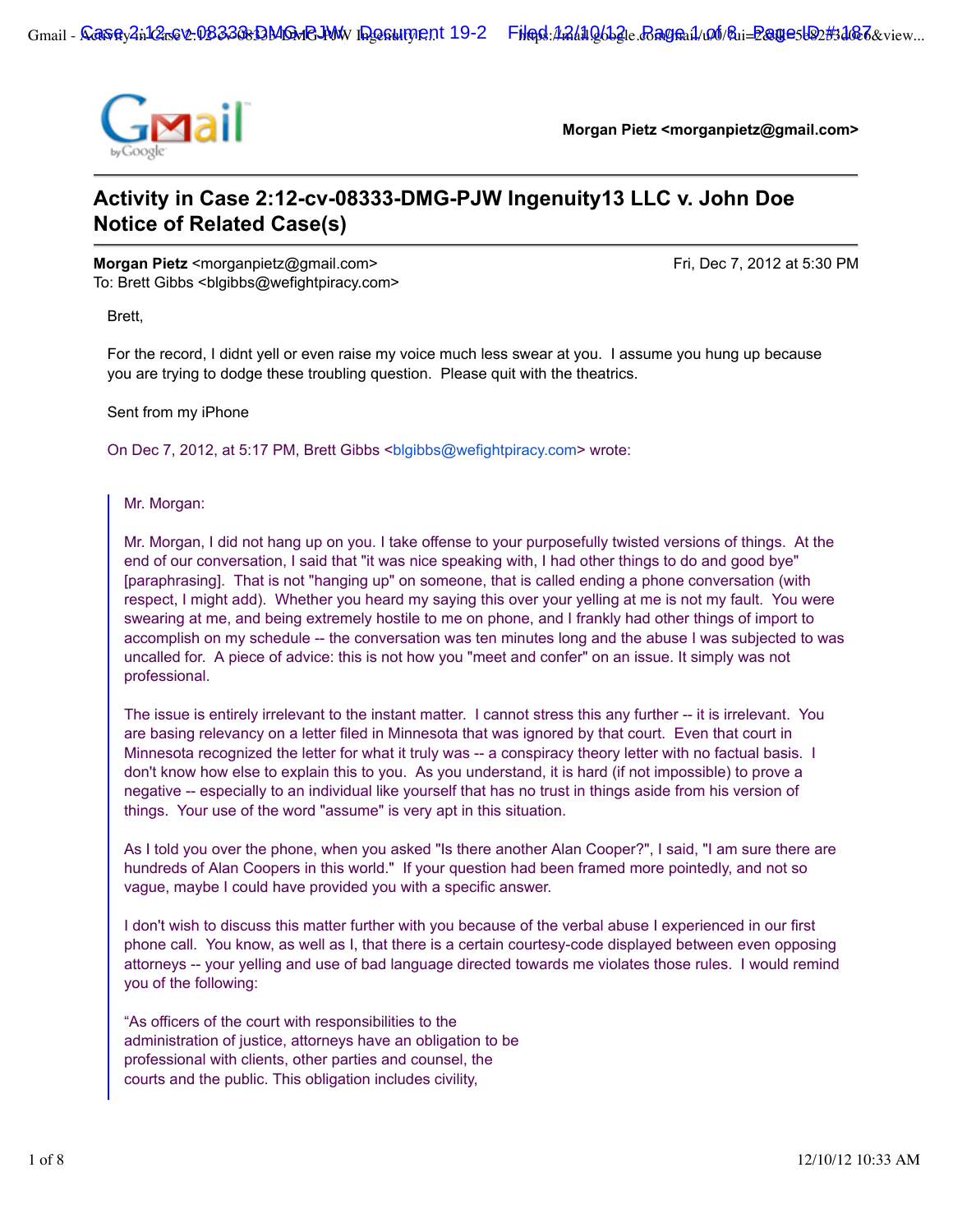Morgan Pietz <morganpietz@gmail.com>

# Activity in Case 2:12-cv-08333-DMG-PJW Ingenuity13 LLC v. John Doe Notice of Related Case(s)

**Morgan Pietz** <morganpietz@gmail.com> Fri, Dec 7, 2012 at 5:30 PM
To: Brett Gibbs <blgibbs@wefightpiracy.com>

Brett,

For the record, I didnt yell or even raise my voice much less swear at you. I assume you hung up because you are trying to dodge these troubling question. Please quit with the theatrics.

Sent from my iPhone

On Dec 7, 2012, at 5:17 PM, Brett Gibbs <blgibbs@wefightpiracy.com> wrote:

> Mr. Morgan:
>
> Mr. Morgan, I did not hang up on you. I take offense to your purposefully twisted versions of things. At the end of our conversation, I said that "it was nice speaking with, I had other things to do and good bye" [paraphrasing]. That is not "hanging up" on someone, that is called ending a phone conversation (with respect, I might add). Whether you heard my saying this over your yelling at me is not my fault. You were swearing at me, and being extremely hostile to me on phone, and I frankly had other things of import to accomplish on my schedule -- the conversation was ten minutes long and the abuse I was subjected to was uncalled for. A piece of advice: this is not how you "meet and confer" on an issue. It simply was not professional.
>
> The issue is entirely irrelevant to the instant matter. I cannot stress this any further -- it is irrelevant. You are basing relevancy on a letter filed in Minnesota that was ignored by that court. Even that court in Minnesota recognized the letter for what it truly was -- a conspiracy theory letter with no factual basis. I don't know how else to explain this to you. As you understand, it is hard (if not impossible) to prove a negative -- especially to an individual like yourself that has no trust in things aside from his version of things. Your use of the word "assume" is very apt in this situation.
>
> As I told you over the phone, when you asked "Is there another Alan Cooper?", I said, "I am sure there are hundreds of Alan Coopers in this world." If your question had been framed more pointedly, and not so vague, maybe I could have provided you with a specific answer.
>
> I don't wish to discuss this matter further with you because of the verbal abuse I experienced in our first phone call. You know, as well as I, that there is a certain courtesy-code displayed between even opposing attorneys -- your yelling and use of bad language directed towards me violates those rules. I would remind you of the following:
>
> "As officers of the court with responsibilities to the administration of justice, attorneys have an obligation to be professional with clients, other parties and counsel, the courts and the public. This obligation includes civility,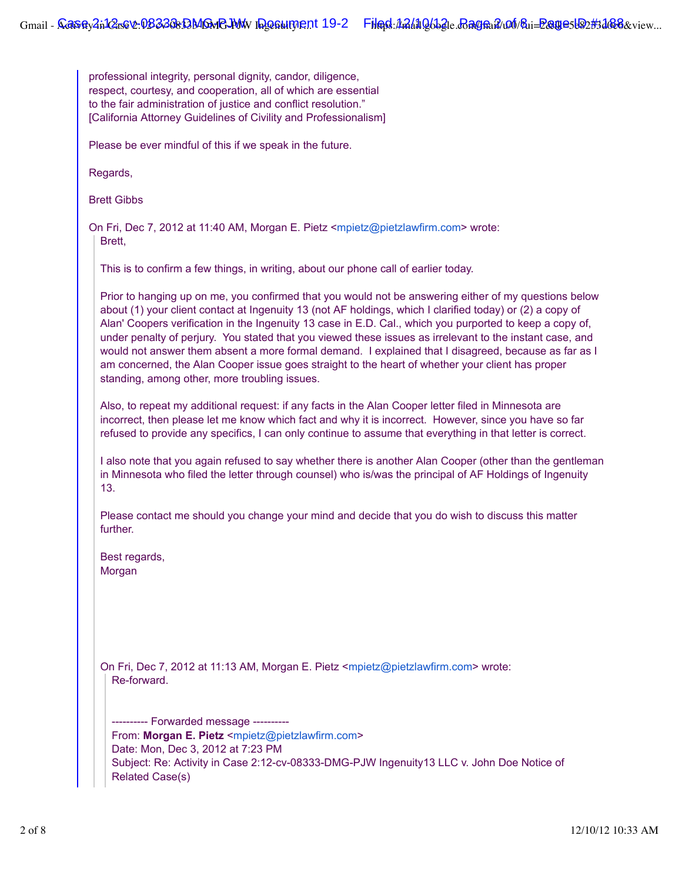professional integrity, personal dignity, candor, diligence, respect, courtesy, and cooperation, all of which are essential to the fair administration of justice and conflict resolution."
[California Attorney Guidelines of Civility and Professionalism]

Please be ever mindful of this if we speak in the future.

Regards,

Brett Gibbs

On Fri, Dec 7, 2012 at 11:40 AM, Morgan E. Pietz <mpietz@pietzlawfirm.com> wrote:

> Brett,
>
> This is to confirm a few things, in writing, about our phone call of earlier today.
>
> Prior to hanging up on me, you confirmed that you would not be answering either of my questions below about (1) your client contact at Ingenuity 13 (not AF holdings, which I clarified today) or (2) a copy of Alan' Coopers verification in the Ingenuity 13 case in E.D. Cal., which you purported to keep a copy of, under penalty of perjury. You stated that you viewed these issues as irrelevant to the instant case, and would not answer them absent a more formal demand. I explained that I disagreed, because as far as I am concerned, the Alan Cooper issue goes straight to the heart of whether your client has proper standing, among other, more troubling issues.
>
> Also, to repeat my additional request: if any facts in the Alan Cooper letter filed in Minnesota are incorrect, then please let me know which fact and why it is incorrect. However, since you have so far refused to provide any specifics, I can only continue to assume that everything in that letter is correct.
>
> I also note that you again refused to say whether there is another Alan Cooper (other than the gentleman in Minnesota who filed the letter through counsel) who is/was the principal of AF Holdings of Ingenuity 13.
>
> Please contact me should you change your mind and decide that you do wish to discuss this matter further.
>
> Best regards,
> Morgan
>
> On Fri, Dec 7, 2012 at 11:13 AM, Morgan E. Pietz <mpietz@pietzlawfirm.com> wrote:
>
>> Re-forward.
>>
>> ---------- Forwarded message ----------
>> From: **Morgan E. Pietz** <mpietz@pietzlawfirm.com>
>> Date: Mon, Dec 3, 2012 at 7:23 PM
>> Subject: Re: Activity in Case 2:12-cv-08333-DMG-PJW Ingenuity13 LLC v. John Doe Notice of Related Case(s)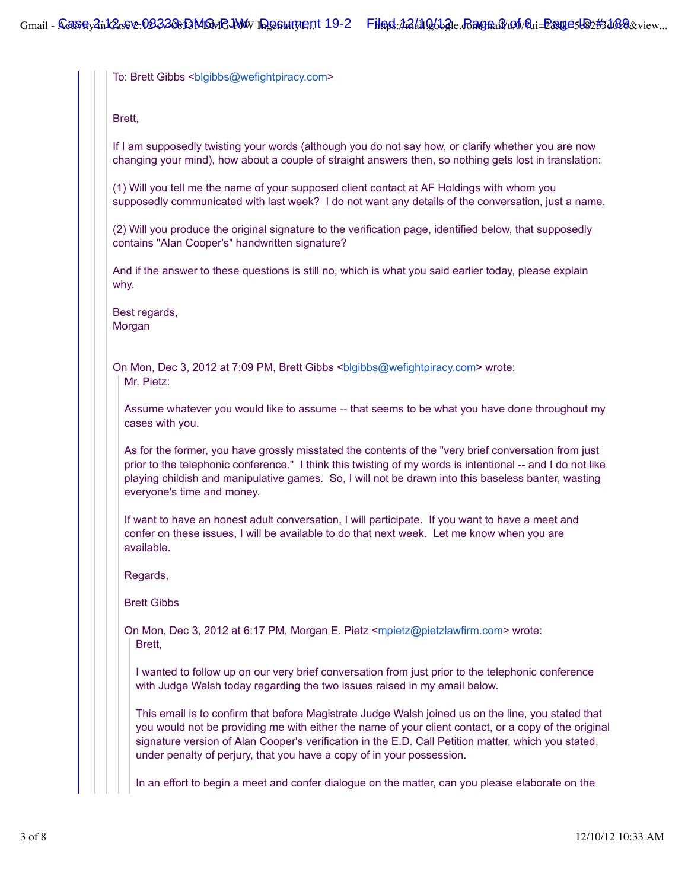To: Brett Gibbs <blgibbs@wefightpiracy.com>

Brett,

If I am supposedly twisting your words (although you do not say how, or clarify whether you are now changing your mind), how about a couple of straight answers then, so nothing gets lost in translation:

(1) Will you tell me the name of your supposed client contact at AF Holdings with whom you supposedly communicated with last week? I do not want any details of the conversation, just a name.

(2) Will you produce the original signature to the verification page, identified below, that supposedly contains "Alan Cooper's" handwritten signature?

And if the answer to these questions is still no, which is what you said earlier today, please explain why.

Best regards,
Morgan

On Mon, Dec 3, 2012 at 7:09 PM, Brett Gibbs <blgibbs@wefightpiracy.com> wrote:

Mr. Pietz:

Assume whatever you would like to assume -- that seems to be what you have done throughout my cases with you.

As for the former, you have grossly misstated the contents of the "very brief conversation from just prior to the telephonic conference." I think this twisting of my words is intentional -- and I do not like playing childish and manipulative games. So, I will not be drawn into this baseless banter, wasting everyone's time and money.

If want to have an honest adult conversation, I will participate. If you want to have a meet and confer on these issues, I will be available to do that next week. Let me know when you are available.

Regards,

Brett Gibbs

On Mon, Dec 3, 2012 at 6:17 PM, Morgan E. Pietz <mpietz@pietzlawfirm.com> wrote:

Brett,

I wanted to follow up on our very brief conversation from just prior to the telephonic conference with Judge Walsh today regarding the two issues raised in my email below.

This email is to confirm that before Magistrate Judge Walsh joined us on the line, you stated that you would not be providing me with either the name of your client contact, or a copy of the original signature version of Alan Cooper's verification in the E.D. Call Petition matter, which you stated, under penalty of perjury, that you have a copy of in your possession.

In an effort to begin a meet and confer dialogue on the matter, can you please elaborate on the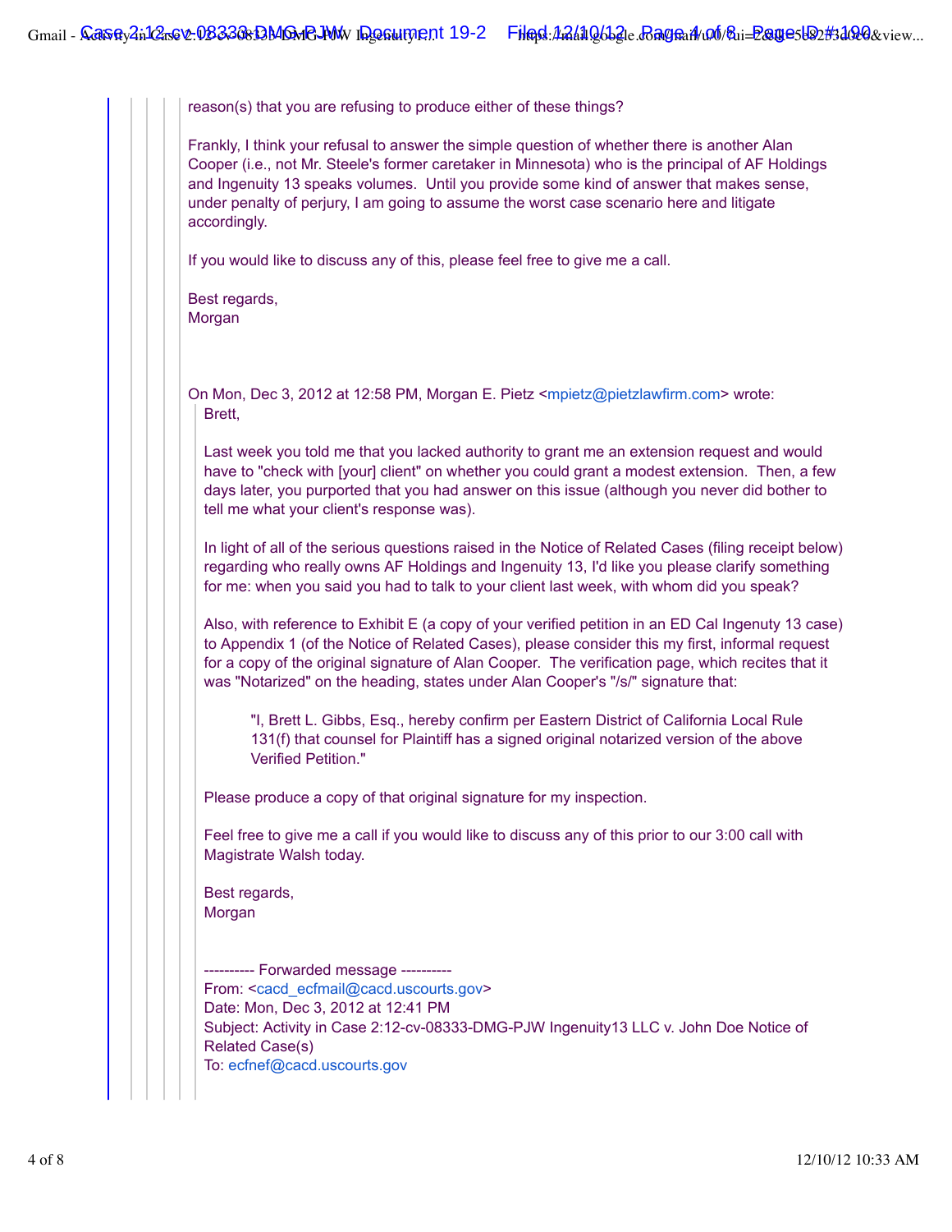reason(s) that you are refusing to produce either of these things?

Frankly, I think your refusal to answer the simple question of whether there is another Alan Cooper (i.e., not Mr. Steele's former caretaker in Minnesota) who is the principal of AF Holdings and Ingenuity 13 speaks volumes. Until you provide some kind of answer that makes sense, under penalty of perjury, I am going to assume the worst case scenario here and litigate accordingly.

If you would like to discuss any of this, please feel free to give me a call.

Best regards,
Morgan

On Mon, Dec 3, 2012 at 12:58 PM, Morgan E. Pietz <mpietz@pietzlawfirm.com> wrote:

Brett,

Last week you told me that you lacked authority to grant me an extension request and would have to "check with [your] client" on whether you could grant a modest extension. Then, a few days later, you purported that you had answer on this issue (although you never did bother to tell me what your client's response was).

In light of all of the serious questions raised in the Notice of Related Cases (filing receipt below) regarding who really owns AF Holdings and Ingenuity 13, I'd like you please clarify something for me: when you said you had to talk to your client last week, with whom did you speak?

Also, with reference to Exhibit E (a copy of your verified petition in an ED Cal Ingenuty 13 case) to Appendix 1 (of the Notice of Related Cases), please consider this my first, informal request for a copy of the original signature of Alan Cooper. The verification page, which recites that it was "Notarized" on the heading, states under Alan Cooper's "/s/" signature that:

> "I, Brett L. Gibbs, Esq., hereby confirm per Eastern District of California Local Rule 131(f) that counsel for Plaintiff has a signed original notarized version of the above Verified Petition."

Please produce a copy of that original signature for my inspection.

Feel free to give me a call if you would like to discuss any of this prior to our 3:00 call with Magistrate Walsh today.

Best regards,
Morgan

---------- Forwarded message ----------
From: <cacd_ecfmail@cacd.uscourts.gov>
Date: Mon, Dec 3, 2012 at 12:41 PM
Subject: Activity in Case 2:12-cv-08333-DMG-PJW Ingenuity13 LLC v. John Doe Notice of Related Case(s)
To: ecfnef@cacd.uscourts.gov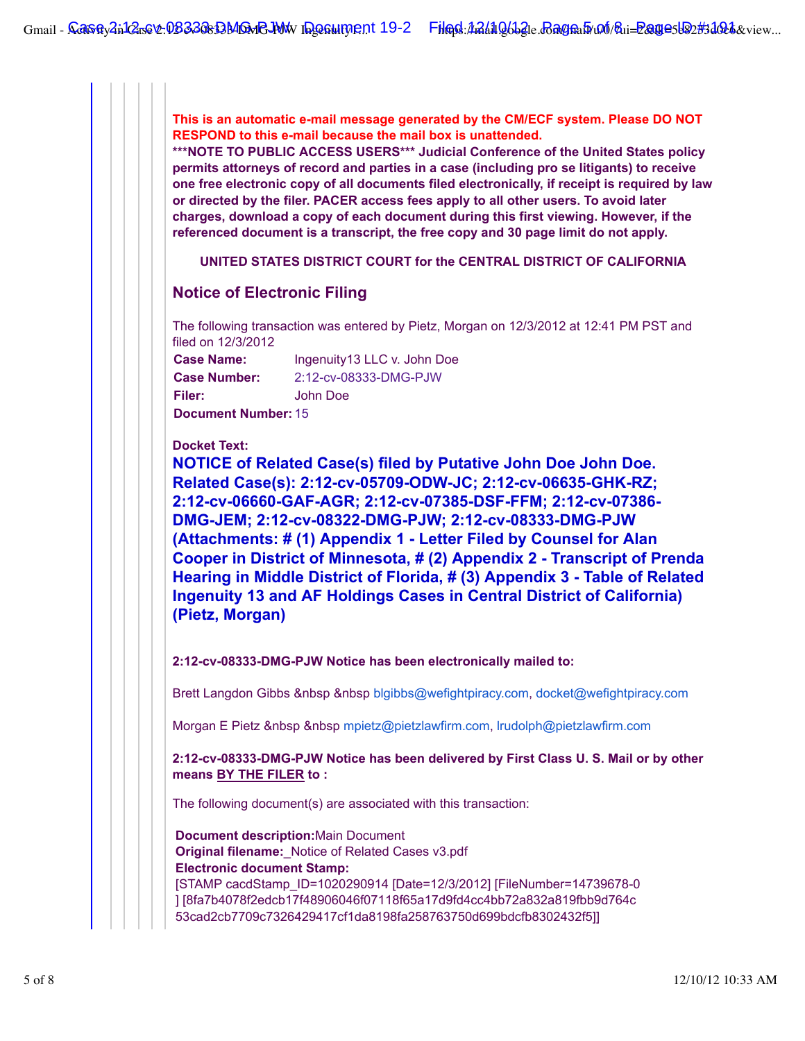**This is an automatic e-mail message generated by the CM/ECF system. Please DO NOT RESPOND to this e-mail because the mail box is unattended.**
**\*\*\*NOTE TO PUBLIC ACCESS USERS\*\*\* Judicial Conference of the United States policy permits attorneys of record and parties in a case (including pro se litigants) to receive one free electronic copy of all documents filed electronically, if receipt is required by law or directed by the filer. PACER access fees apply to all other users. To avoid later charges, download a copy of each document during this first viewing. However, if the referenced document is a transcript, the free copy and 30 page limit do not apply.**

**UNITED STATES DISTRICT COURT for the CENTRAL DISTRICT OF CALIFORNIA**

## Notice of Electronic Filing

The following transaction was entered by Pietz, Morgan on 12/3/2012 at 12:41 PM PST and filed on 12/3/2012

| | |
|---|---|
| **Case Name:** | Ingenuity13 LLC v. John Doe |
| **Case Number:** | 2:12-cv-08333-DMG-PJW |
| **Filer:** | John Doe |
| **Document Number:** | 15 |

**Docket Text:**

**NOTICE of Related Case(s) filed by Putative John Doe John Doe. Related Case(s): 2:12-cv-05709-ODW-JC; 2:12-cv-06635-GHK-RZ; 2:12-cv-06660-GAF-AGR; 2:12-cv-07385-DSF-FFM; 2:12-cv-07386-DMG-JEM; 2:12-cv-08322-DMG-PJW; 2:12-cv-08333-DMG-PJW (Attachments: # (1) Appendix 1 - Letter Filed by Counsel for Alan Cooper in District of Minnesota, # (2) Appendix 2 - Transcript of Prenda Hearing in Middle District of Florida, # (3) Appendix 3 - Table of Related Ingenuity 13 and AF Holdings Cases in Central District of California) (Pietz, Morgan)**

**2:12-cv-08333-DMG-PJW Notice has been electronically mailed to:**

Brett Langdon Gibbs &nbsp &nbsp blgibbs@wefightpiracy.com, docket@wefightpiracy.com

Morgan E Pietz &nbsp &nbsp mpietz@pietzlawfirm.com, lrudolph@pietzlawfirm.com

**2:12-cv-08333-DMG-PJW Notice has been delivered by First Class U. S. Mail or by other means BY THE FILER to :**

The following document(s) are associated with this transaction:

**Document description:** Main Document
**Original filename:** _Notice of Related Cases v3.pdf
**Electronic document Stamp:**
[STAMP cacdStamp_ID=1020290914 [Date=12/3/2012] [FileNumber=14739678-0 ] [8fa7b4078f2edcb17f48906046f07118f65a17d9fd4cc4bb72a832a819fbb9d764c 53cad2cb7709c7326429417cf1da8198fa258763750d699bdcfb8302432f5]]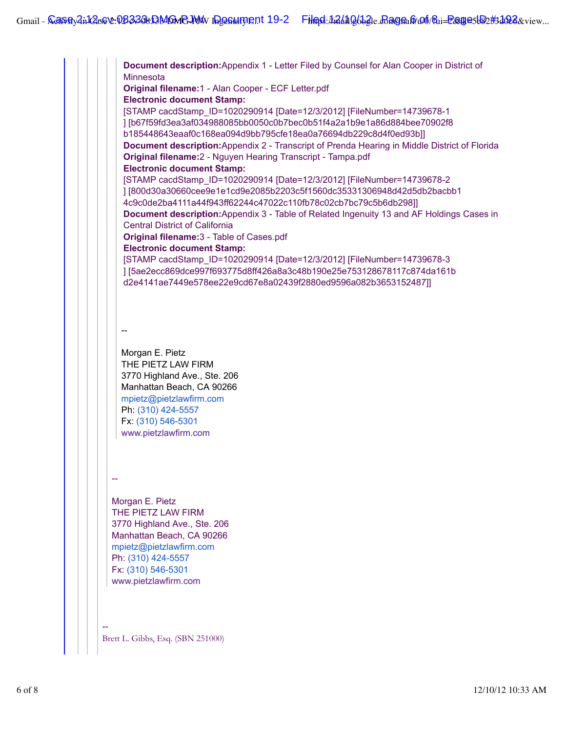**Document description:**Appendix 1 - Letter Filed by Counsel for Alan Cooper in District of Minnesota
**Original filename:**1 - Alan Cooper - ECF Letter.pdf
**Electronic document Stamp:**
[STAMP cacdStamp_ID=1020290914 [Date=12/3/2012] [FileNumber=14739678-1
] [b67f59fd3ea3af034988085bb0050c0b7bec0b51f4a2a1b9e1a86d884bee70902f8
b185448643eaaf0c168ea094d9bb795cfe18ea0a76694db229c8d4f0ed93b]]
**Document description:**Appendix 2 - Transcript of Prenda Hearing in Middle District of Florida
**Original filename:**2 - Nguyen Hearing Transcript - Tampa.pdf
**Electronic document Stamp:**
[STAMP cacdStamp_ID=1020290914 [Date=12/3/2012] [FileNumber=14739678-2
] [800d30a30660cee9e1e1cd9e2085b2203c5f1560dc35331306948d42d5db2bacbb1
4c9c0de2ba4111a44f943ff62244c47022c110fb78c02cb7bc79c5b6db298]]
**Document description:**Appendix 3 - Table of Related Ingenuity 13 and AF Holdings Cases in Central District of California
**Original filename:**3 - Table of Cases.pdf
**Electronic document Stamp:**
[STAMP cacdStamp_ID=1020290914 [Date=12/3/2012] [FileNumber=14739678-3
] [5ae2ecc869dce997f693775d8ff426a8a3c48b190e25e753128678117c874da161b
d2e4141ae7449e578ee22e9cd67e8a02439f2880ed9596a082b3653152487]]

--

Morgan E. Pietz
THE PIETZ LAW FIRM
3770 Highland Ave., Ste. 206
Manhattan Beach, CA 90266
mpietz@pietzlawfirm.com
Ph: (310) 424-5557
Fx: (310) 546-5301
www.pietzlawfirm.com

--

Morgan E. Pietz
THE PIETZ LAW FIRM
3770 Highland Ave., Ste. 206
Manhattan Beach, CA 90266
mpietz@pietzlawfirm.com
Ph: (310) 424-5557
Fx: (310) 546-5301
www.pietzlawfirm.com

--
Brett L. Gibbs, Esq. (SBN 251000)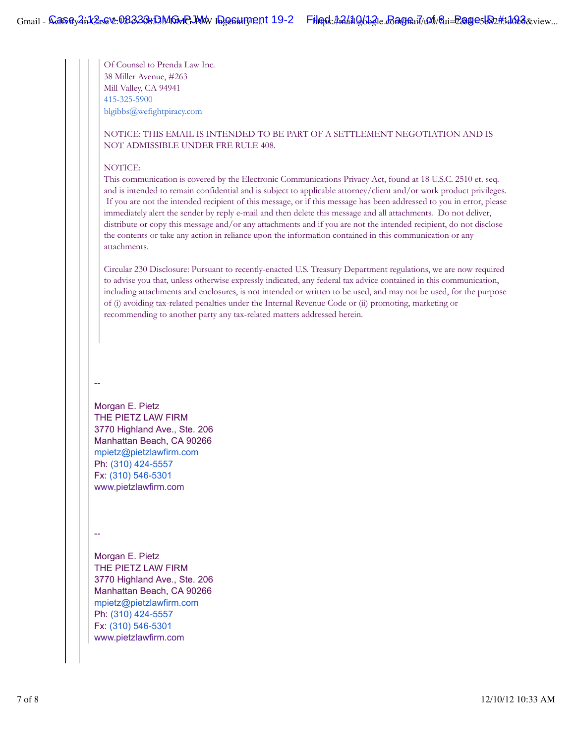Of Counsel to Prenda Law Inc.
38 Miller Avenue, #263
Mill Valley, CA 94941
415-325-5900
blgibbs@wefightpiracy.com

NOTICE: THIS EMAIL IS INTENDED TO BE PART OF A SETTLEMENT NEGOTIATION AND IS NOT ADMISSIBLE UNDER FRE RULE 408.

NOTICE:
This communication is covered by the Electronic Communications Privacy Act, found at 18 U.S.C. 2510 et. seq. and is intended to remain confidential and is subject to applicable attorney/client and/or work product privileges. If you are not the intended recipient of this message, or if this message has been addressed to you in error, please immediately alert the sender by reply e-mail and then delete this message and all attachments. Do not deliver, distribute or copy this message and/or any attachments and if you are not the intended recipient, do not disclose the contents or take any action in reliance upon the information contained in this communication or any attachments.

Circular 230 Disclosure: Pursuant to recently-enacted U.S. Treasury Department regulations, we are now required to advise you that, unless otherwise expressly indicated, any federal tax advice contained in this communication, including attachments and enclosures, is not intended or written to be used, and may not be used, for the purpose of (i) avoiding tax-related penalties under the Internal Revenue Code or (ii) promoting, marketing or recommending to another party any tax-related matters addressed herein.

--

Morgan E. Pietz
THE PIETZ LAW FIRM
3770 Highland Ave., Ste. 206
Manhattan Beach, CA 90266
mpietz@pietzlawfirm.com
Ph: (310) 424-5557
Fx: (310) 546-5301
www.pietzlawfirm.com

--

Morgan E. Pietz
THE PIETZ LAW FIRM
3770 Highland Ave., Ste. 206
Manhattan Beach, CA 90266
mpietz@pietzlawfirm.com
Ph: (310) 424-5557
Fx: (310) 546-5301
www.pietzlawfirm.com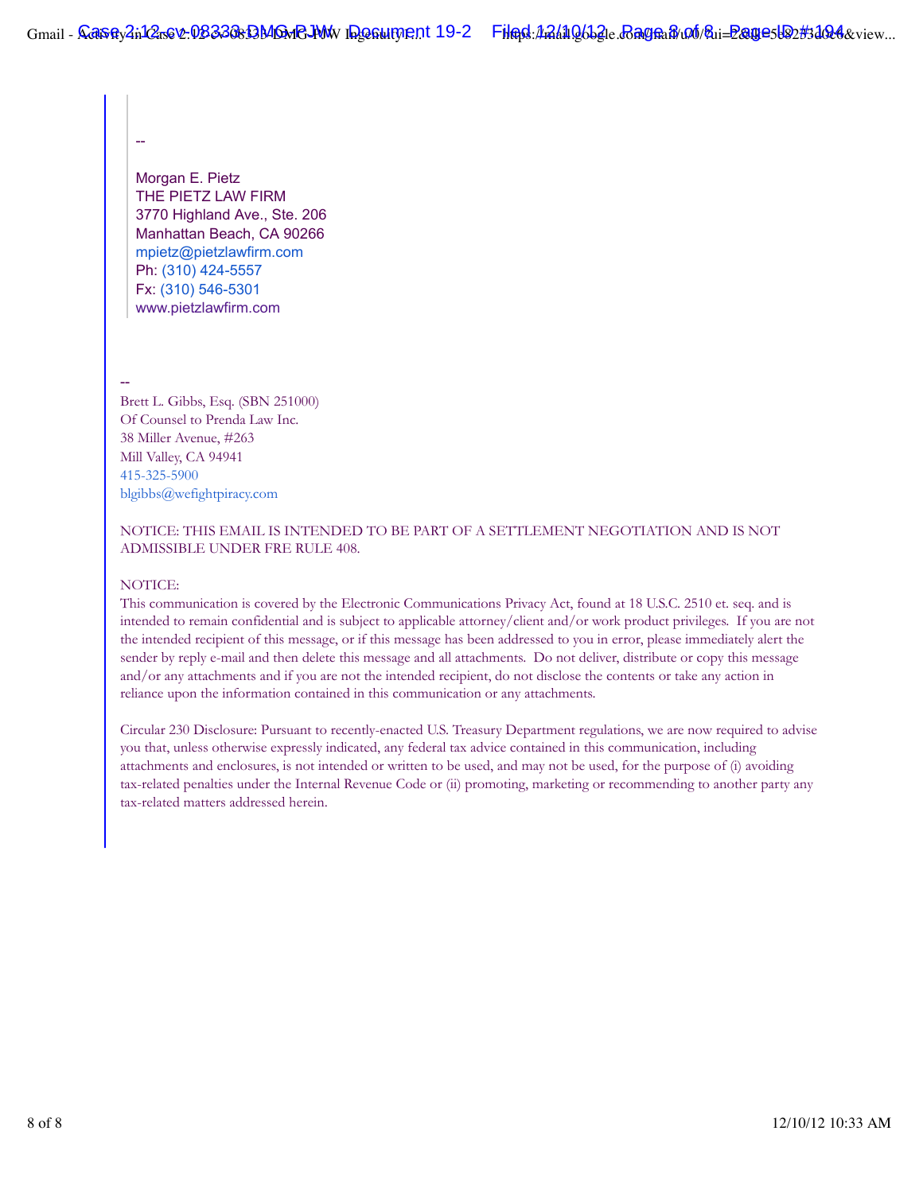--

Morgan E. Pietz
THE PIETZ LAW FIRM
3770 Highland Ave., Ste. 206
Manhattan Beach, CA 90266
mpietz@pietzlawfirm.com
Ph: (310) 424-5557
Fx: (310) 546-5301
www.pietzlawfirm.com

--
Brett L. Gibbs, Esq. (SBN 251000)
Of Counsel to Prenda Law Inc.
38 Miller Avenue, #263
Mill Valley, CA 94941
415-325-5900
blgibbs@wefightpiracy.com

NOTICE: THIS EMAIL IS INTENDED TO BE PART OF A SETTLEMENT NEGOTIATION AND IS NOT ADMISSIBLE UNDER FRE RULE 408.

NOTICE:
This communication is covered by the Electronic Communications Privacy Act, found at 18 U.S.C. 2510 et. seq. and is intended to remain confidential and is subject to applicable attorney/client and/or work product privileges. If you are not the intended recipient of this message, or if this message has been addressed to you in error, please immediately alert the sender by reply e-mail and then delete this message and all attachments. Do not deliver, distribute or copy this message and/or any attachments and if you are not the intended recipient, do not disclose the contents or take any action in reliance upon the information contained in this communication or any attachments.

Circular 230 Disclosure: Pursuant to recently-enacted U.S. Treasury Department regulations, we are now required to advise you that, unless otherwise expressly indicated, any federal tax advice contained in this communication, including attachments and enclosures, is not intended or written to be used, and may not be used, for the purpose of (i) avoiding tax-related penalties under the Internal Revenue Code or (ii) promoting, marketing or recommending to another party any tax-related matters addressed herein.